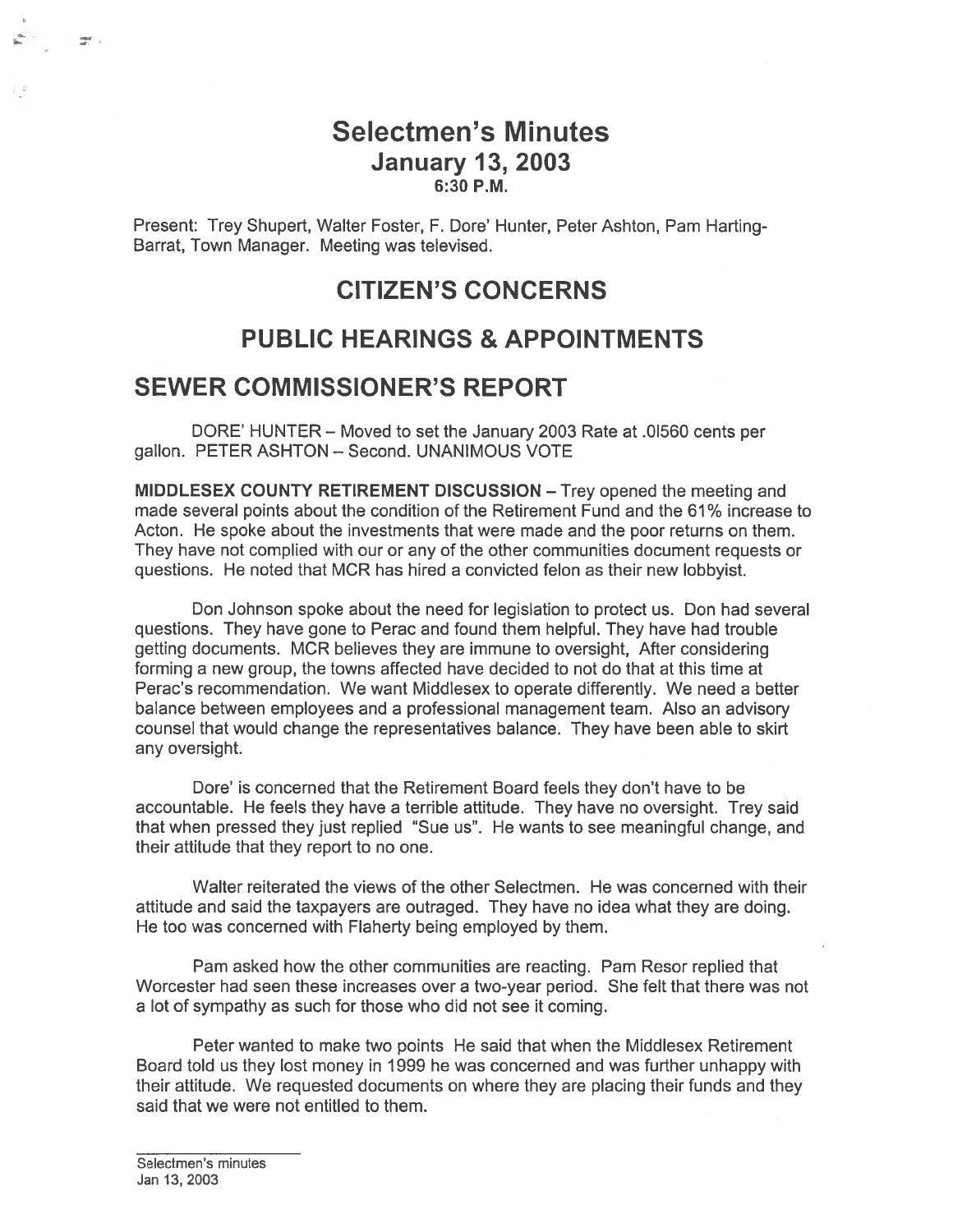# Selectmen's Minutes
## January 13, 2003
### 6:30 P.M.

Present: Trey Shupert, Walter Foster, F. Dore' Hunter, Peter Ashton, Pam Harting-Barrat, Town Manager. Meeting was televised.

## CITIZEN'S CONCERNS

## PUBLIC HEARINGS & APPOINTMENTS

## SEWER COMMISSIONER'S REPORT

DORE' HUNTER – Moved to set the January 2003 Rate at .01560 cents per gallon. PETER ASHTON – Second. UNANIMOUS VOTE

**MIDDLESEX COUNTY RETIREMENT DISCUSSION** – Trey opened the meeting and made several points about the condition of the Retirement Fund and the 61% increase to Acton. He spoke about the investments that were made and the poor returns on them. They have not complied with our or any of the other communities document requests or questions. He noted that MCR has hired a convicted felon as their new lobbyist.

Don Johnson spoke about the need for legislation to protect us. Don had several questions. They have gone to Perac and found them helpful. They have had trouble getting documents. MCR believes they are immune to oversight, After considering forming a new group, the towns affected have decided to not do that at this time at Perac's recommendation. We want Middlesex to operate differently. We need a better balance between employees and a professional management team. Also an advisory counsel that would change the representatives balance. They have been able to skirt any oversight.

Dore' is concerned that the Retirement Board feels they don't have to be accountable. He feels they have a terrible attitude. They have no oversight. Trey said that when pressed they just replied "Sue us". He wants to see meaningful change, and their attitude that they report to no one.

Walter reiterated the views of the other Selectmen. He was concerned with their attitude and said the taxpayers are outraged. They have no idea what they are doing. He too was concerned with Flaherty being employed by them.

Pam asked how the other communities are reacting. Pam Resor replied that Worcester had seen these increases over a two-year period. She felt that there was not a lot of sympathy as such for those who did not see it coming.

Peter wanted to make two points He said that when the Middlesex Retirement Board told us they lost money in 1999 he was concerned and was further unhappy with their attitude. We requested documents on where they are placing their funds and they said that we were not entitled to them.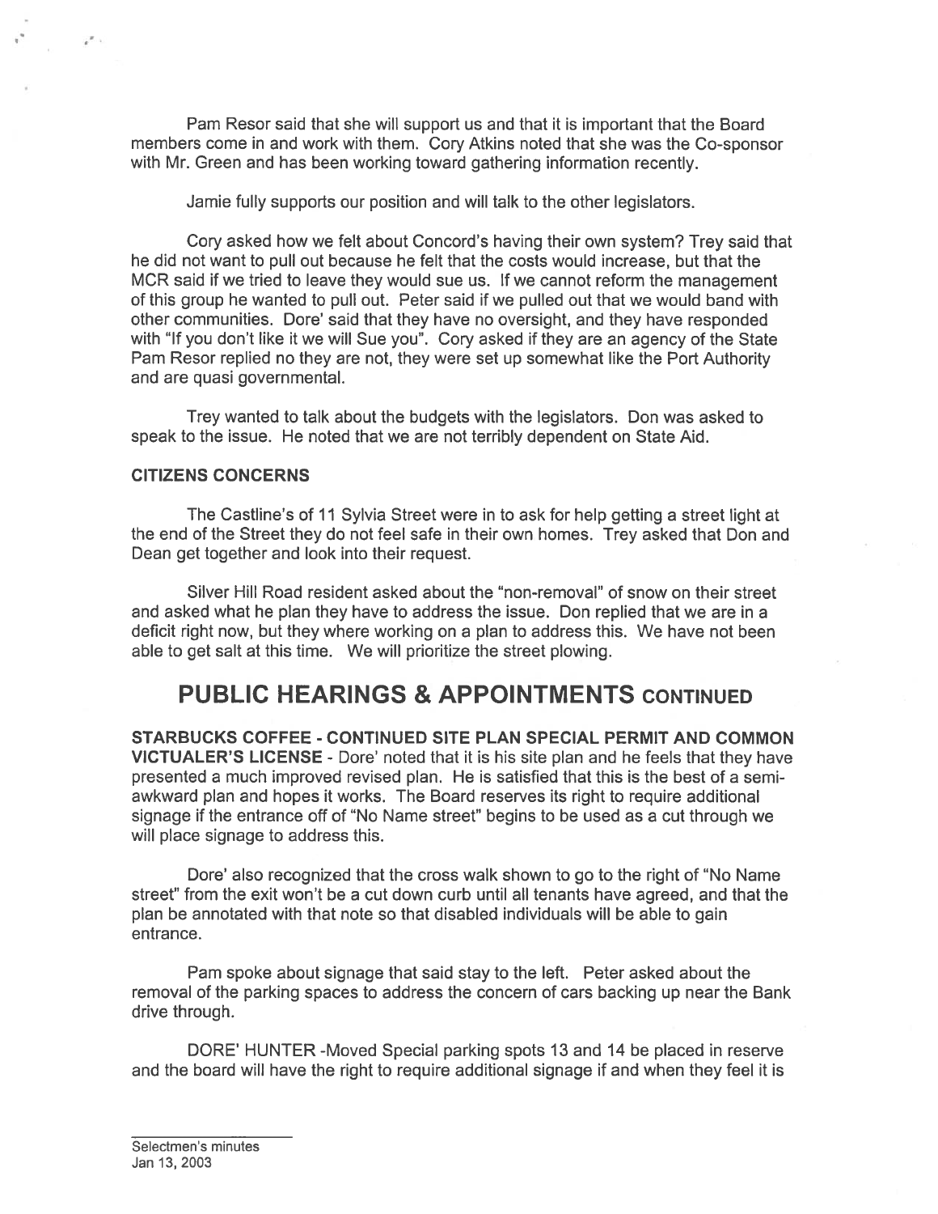Pam Resor said that she will support us and that it is important that the Board members come in and work with them. Cory Atkins noted that she was the Co-sponsor with Mr. Green and has been working toward gathering information recently.

Jamie fully supports our position and will talk to the other legislators.

Cory asked how we felt about Concord's having their own system? Trey said that he did not want to pull out because he felt that the costs would increase, but that the MCR said if we tried to leave they would sue us. If we cannot reform the management of this group he wanted to pull out. Peter said if we pulled out that we would band with other communities. Dore' said that they have no oversight, and they have responded with "If you don't like it we will Sue you". Cory asked if they are an agency of the State Pam Resor replied no they are not, they were set up somewhat like the Port Authority and are quasi governmental.

Trey wanted to talk about the budgets with the legislators. Don was asked to speak to the issue. He noted that we are not terribly dependent on State Aid.

**CITIZENS CONCERNS**

The Castline's of 11 Sylvia Street were in to ask for help getting a street light at the end of the Street they do not feel safe in their own homes. Trey asked that Don and Dean get together and look into their request.

Silver Hill Road resident asked about the "non-removal" of snow on their street and asked what he plan they have to address the issue. Don replied that we are in a deficit right now, but they where working on a plan to address this. We have not been able to get salt at this time. We will prioritize the street plowing.

# PUBLIC HEARINGS & APPOINTMENTS CONTINUED

**STARBUCKS COFFEE - CONTINUED SITE PLAN SPECIAL PERMIT AND COMMON VICTUALER'S LICENSE** - Dore' noted that it is his site plan and he feels that they have presented a much improved revised plan. He is satisfied that this is the best of a semi-awkward plan and hopes it works. The Board reserves its right to require additional signage if the entrance off of "No Name street" begins to be used as a cut through we will place signage to address this.

Dore' also recognized that the cross walk shown to go to the right of "No Name street" from the exit won't be a cut down curb until all tenants have agreed, and that the plan be annotated with that note so that disabled individuals will be able to gain entrance.

Pam spoke about signage that said stay to the left. Peter asked about the removal of the parking spaces to address the concern of cars backing up near the Bank drive through.

DORE' HUNTER -Moved Special parking spots 13 and 14 be placed in reserve and the board will have the right to require additional signage if and when they feel it is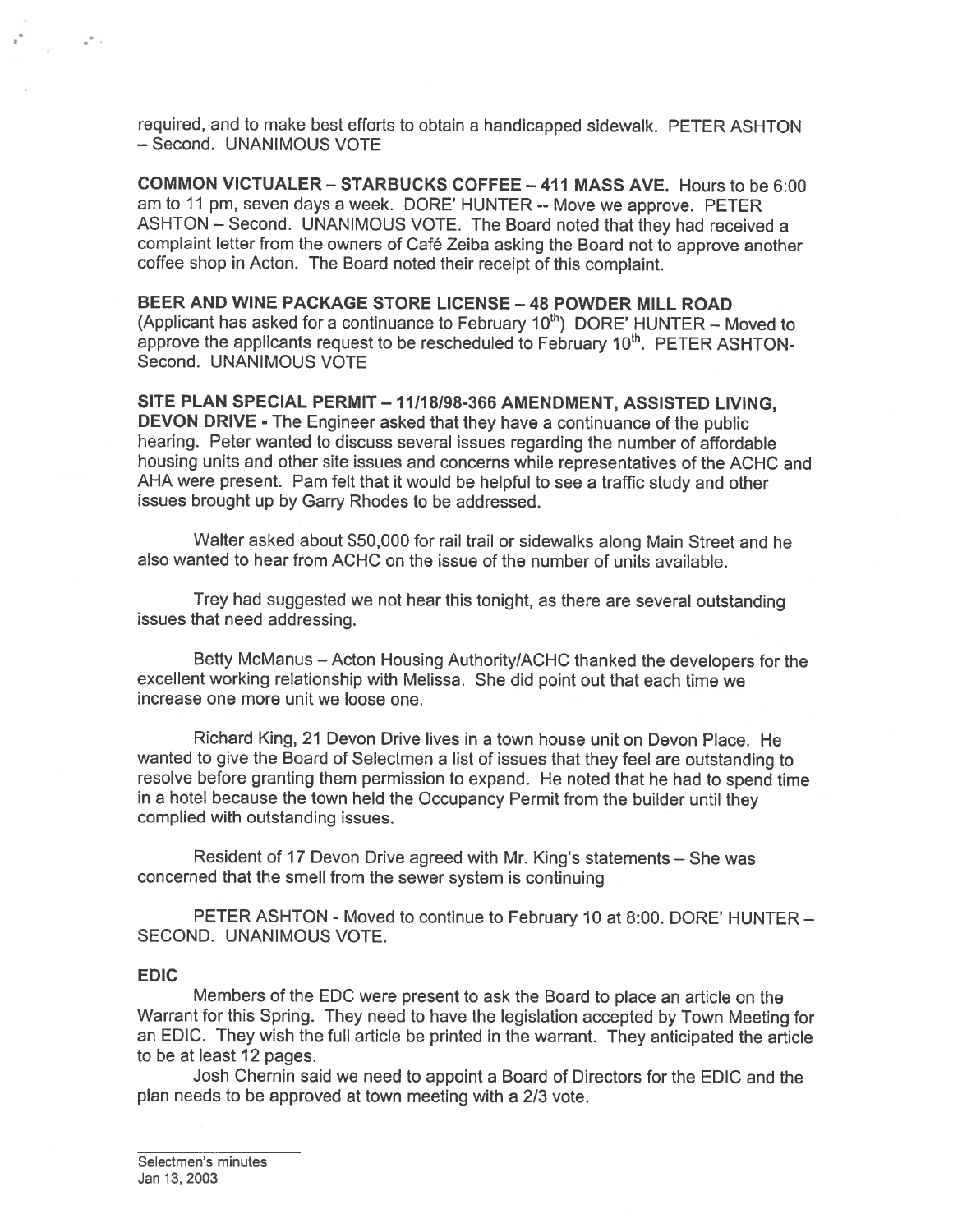required, and to make best efforts to obtain a handicapped sidewalk. PETER ASHTON – Second. UNANIMOUS VOTE

**COMMON VICTUALER – STARBUCKS COFFEE – 411 MASS AVE.** Hours to be 6:00 am to 11 pm, seven days a week. DORE' HUNTER -- Move we approve. PETER ASHTON – Second. UNANIMOUS VOTE. The Board noted that they had received a complaint letter from the owners of Café Zeiba asking the Board not to approve another coffee shop in Acton. The Board noted their receipt of this complaint.

**BEER AND WINE PACKAGE STORE LICENSE – 48 POWDER MILL ROAD** (Applicant has asked for a continuance to February 10th) DORE' HUNTER – Moved to approve the applicants request to be rescheduled to February 10th. PETER ASHTON- Second. UNANIMOUS VOTE

**SITE PLAN SPECIAL PERMIT – 11/18/98-366 AMENDMENT, ASSISTED LIVING, DEVON DRIVE** - The Engineer asked that they have a continuance of the public hearing. Peter wanted to discuss several issues regarding the number of affordable housing units and other site issues and concerns while representatives of the ACHC and AHA were present. Pam felt that it would be helpful to see a traffic study and other issues brought up by Garry Rhodes to be addressed.

Walter asked about $50,000 for rail trail or sidewalks along Main Street and he also wanted to hear from ACHC on the issue of the number of units available.

Trey had suggested we not hear this tonight, as there are several outstanding issues that need addressing.

Betty McManus – Acton Housing Authority/ACHC thanked the developers for the excellent working relationship with Melissa. She did point out that each time we increase one more unit we loose one.

Richard King, 21 Devon Drive lives in a town house unit on Devon Place. He wanted to give the Board of Selectmen a list of issues that they feel are outstanding to resolve before granting them permission to expand. He noted that he had to spend time in a hotel because the town held the Occupancy Permit from the builder until they complied with outstanding issues.

Resident of 17 Devon Drive agreed with Mr. King's statements – She was concerned that the smell from the sewer system is continuing

PETER ASHTON - Moved to continue to February 10 at 8:00. DORE' HUNTER – SECOND. UNANIMOUS VOTE.

**EDIC**

Members of the EDC were present to ask the Board to place an article on the Warrant for this Spring. They need to have the legislation accepted by Town Meeting for an EDIC. They wish the full article be printed in the warrant. They anticipated the article to be at least 12 pages.

Josh Chernin said we need to appoint a Board of Directors for the EDIC and the plan needs to be approved at town meeting with a 2/3 vote.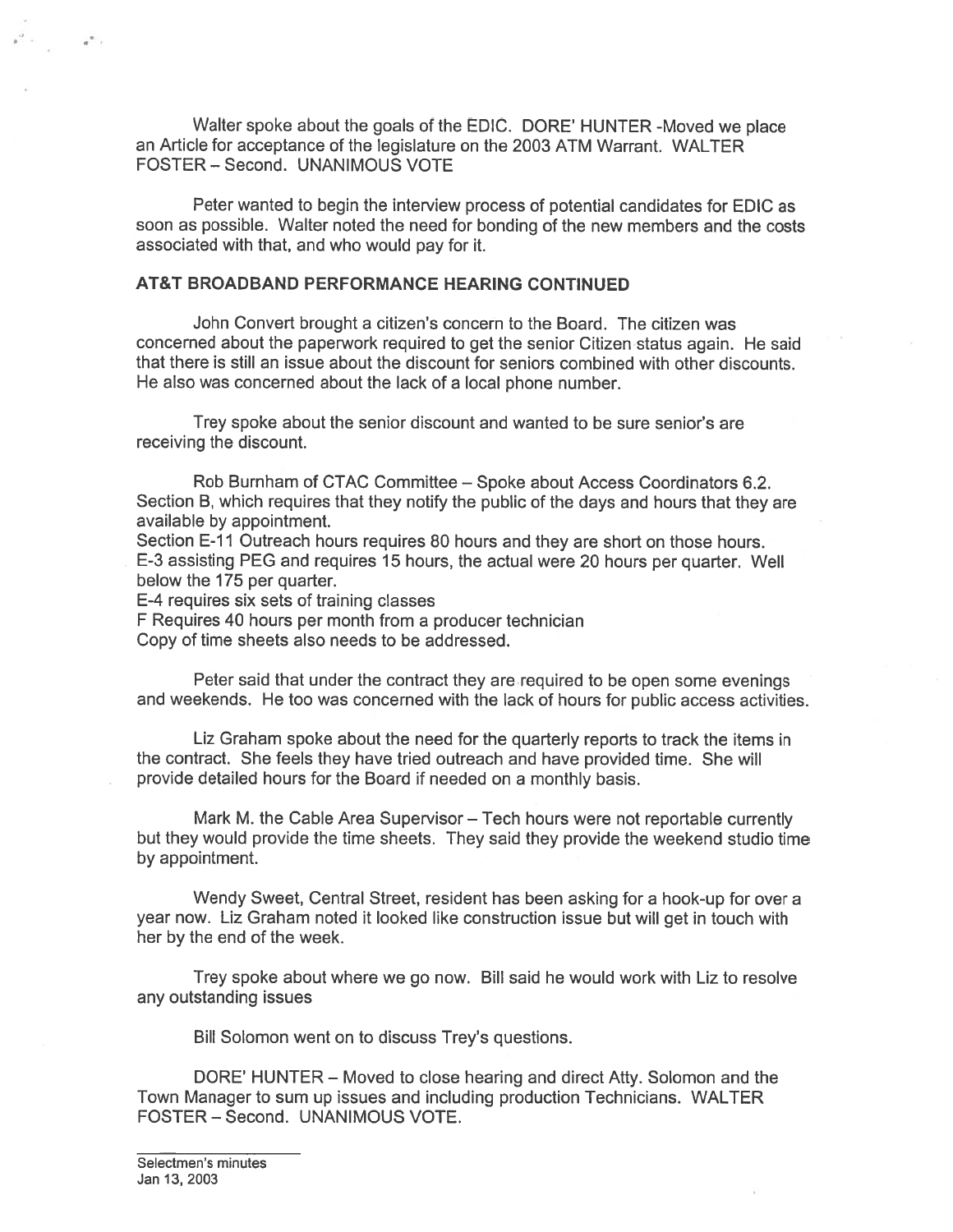Walter spoke about the goals of the EDIC. DORE' HUNTER -Moved we place an Article for acceptance of the legislature on the 2003 ATM Warrant. WALTER FOSTER – Second. UNANIMOUS VOTE

Peter wanted to begin the interview process of potential candidates for EDIC as soon as possible. Walter noted the need for bonding of the new members and the costs associated with that, and who would pay for it.

**AT&T BROADBAND PERFORMANCE HEARING CONTINUED**

John Convert brought a citizen's concern to the Board. The citizen was concerned about the paperwork required to get the senior Citizen status again. He said that there is still an issue about the discount for seniors combined with other discounts. He also was concerned about the lack of a local phone number.

Trey spoke about the senior discount and wanted to be sure senior's are receiving the discount.

Rob Burnham of CTAC Committee – Spoke about Access Coordinators 6.2. Section B, which requires that they notify the public of the days and hours that they are available by appointment.
Section E-11 Outreach hours requires 80 hours and they are short on those hours.
E-3 assisting PEG and requires 15 hours, the actual were 20 hours per quarter. Well below the 175 per quarter.
E-4 requires six sets of training classes
F Requires 40 hours per month from a producer technician
Copy of time sheets also needs to be addressed.

Peter said that under the contract they are required to be open some evenings and weekends. He too was concerned with the lack of hours for public access activities.

Liz Graham spoke about the need for the quarterly reports to track the items in the contract. She feels they have tried outreach and have provided time. She will provide detailed hours for the Board if needed on a monthly basis.

Mark M. the Cable Area Supervisor – Tech hours were not reportable currently but they would provide the time sheets. They said they provide the weekend studio time by appointment.

Wendy Sweet, Central Street, resident has been asking for a hook-up for over a year now. Liz Graham noted it looked like construction issue but will get in touch with her by the end of the week.

Trey spoke about where we go now. Bill said he would work with Liz to resolve any outstanding issues

Bill Solomon went on to discuss Trey's questions.

DORE' HUNTER – Moved to close hearing and direct Atty. Solomon and the Town Manager to sum up issues and including production Technicians. WALTER FOSTER – Second. UNANIMOUS VOTE.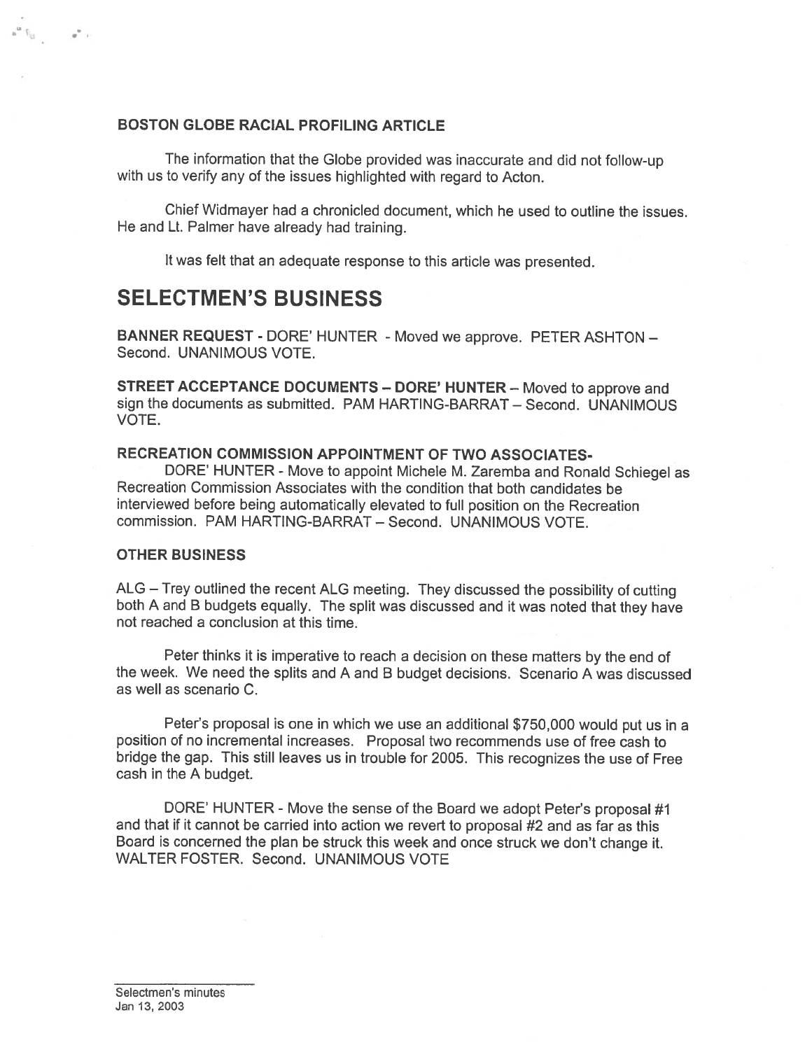### BOSTON GLOBE RACIAL PROFILING ARTICLE

The information that the Globe provided was inaccurate and did not follow-up with us to verify any of the issues highlighted with regard to Acton.

Chief Widmayer had a chronicled document, which he used to outline the issues. He and Lt. Palmer have already had training.

It was felt that an adequate response to this article was presented.

# SELECTMEN'S BUSINESS

**BANNER REQUEST** - DORE' HUNTER - Moved we approve. PETER ASHTON – Second. UNANIMOUS VOTE.

**STREET ACCEPTANCE DOCUMENTS – DORE' HUNTER** – Moved to approve and sign the documents as submitted. PAM HARTING-BARRAT – Second. UNANIMOUS VOTE.

**RECREATION COMMISSION APPOINTMENT OF TWO ASSOCIATES-**

DORE' HUNTER - Move to appoint Michele M. Zaremba and Ronald Schiegel as Recreation Commission Associates with the condition that both candidates be interviewed before being automatically elevated to full position on the Recreation commission. PAM HARTING-BARRAT – Second. UNANIMOUS VOTE.

### OTHER BUSINESS

ALG – Trey outlined the recent ALG meeting. They discussed the possibility of cutting both A and B budgets equally. The split was discussed and it was noted that they have not reached a conclusion at this time.

Peter thinks it is imperative to reach a decision on these matters by the end of the week. We need the splits and A and B budget decisions. Scenario A was discussed as well as scenario C.

Peter's proposal is one in which we use an additional $750,000 would put us in a position of no incremental increases. Proposal two recommends use of free cash to bridge the gap. This still leaves us in trouble for 2005. This recognizes the use of Free cash in the A budget.

DORE' HUNTER - Move the sense of the Board we adopt Peter's proposal #1 and that if it cannot be carried into action we revert to proposal #2 and as far as this Board is concerned the plan be struck this week and once struck we don't change it. WALTER FOSTER. Second. UNANIMOUS VOTE

Selectmen's minutes
Jan 13, 2003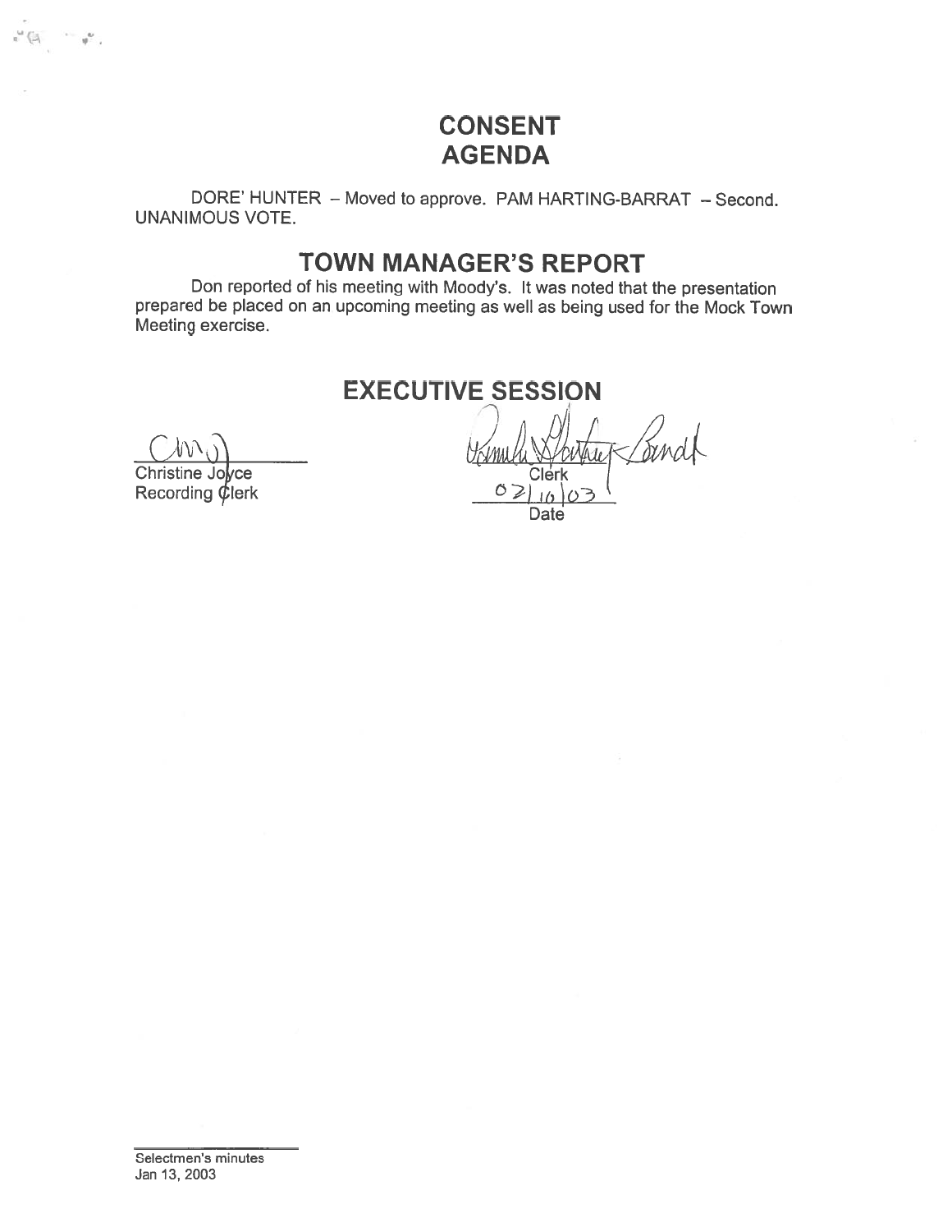# CONSENT AGENDA

DORE' HUNTER – Moved to approve. PAM HARTING-BARRAT – Second. UNANIMOUS VOTE.

# TOWN MANAGER'S REPORT

Don reported of his meeting with Moody's. It was noted that the presentation prepared be placed on an upcoming meeting as well as being used for the Mock Town Meeting exercise.

# EXECUTIVE SESSION

Christine Joyce
Recording Clerk

Clerk
02/10/03
Date

Selectmen's minutes
Jan 13, 2003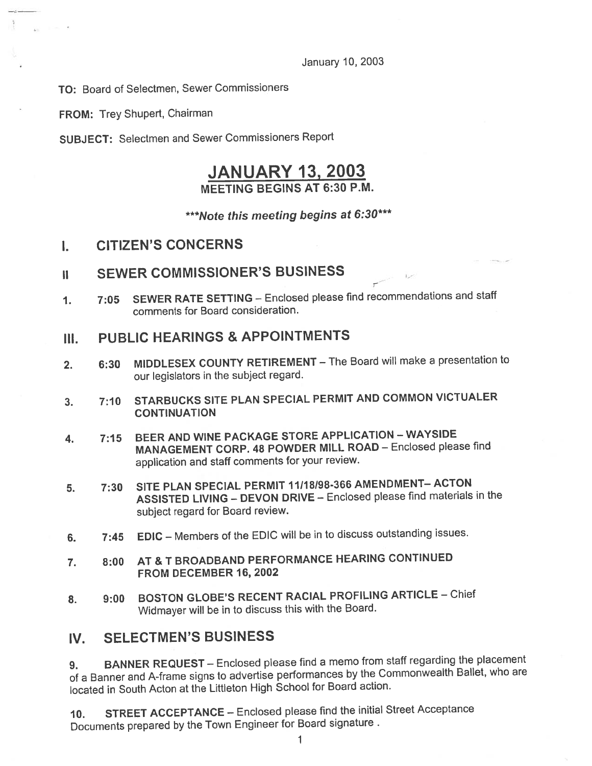January 10, 2003

**TO:** Board of Selectmen, Sewer Commissioners

**FROM:** Trey Shupert, Chairman

**SUBJECT:** Selectmen and Sewer Commissioners Report

# JANUARY 13, 2003

## MEETING BEGINS AT 6:30 P.M.

***\*\*\*Note this meeting begins at 6:30\*\*\****

## I. CITIZEN'S CONCERNS

## II SEWER COMMISSIONER'S BUSINESS

1. **7:05 SEWER RATE SETTING** – Enclosed please find recommendations and staff comments for Board consideration.

## III. PUBLIC HEARINGS & APPOINTMENTS

2. **6:30 MIDDLESEX COUNTY RETIREMENT** – The Board will make a presentation to our legislators in the subject regard.

3. **7:10 STARBUCKS SITE PLAN SPECIAL PERMIT AND COMMON VICTUALER CONTINUATION**

4. **7:15 BEER AND WINE PACKAGE STORE APPLICATION – WAYSIDE MANAGEMENT CORP. 48 POWDER MILL ROAD** – Enclosed please find application and staff comments for your review.

5. **7:30 SITE PLAN SPECIAL PERMIT 11/18/98-366 AMENDMENT– ACTON ASSISTED LIVING – DEVON DRIVE** – Enclosed please find materials in the subject regard for Board review.

6. **7:45 EDIC** – Members of the EDIC will be in to discuss outstanding issues.

7. **8:00 AT & T BROADBAND PERFORMANCE HEARING CONTINUED FROM DECEMBER 16, 2002**

8. **9:00 BOSTON GLOBE'S RECENT RACIAL PROFILING ARTICLE** – Chief Widmayer will be in to discuss this with the Board.

## IV. SELECTMEN'S BUSINESS

9. **BANNER REQUEST** – Enclosed please find a memo from staff regarding the placement of a Banner and A-frame signs to advertise performances by the Commonwealth Ballet, who are located in South Acton at the Littleton High School for Board action.

10. **STREET ACCEPTANCE** – Enclosed please find the initial Street Acceptance Documents prepared by the Town Engineer for Board signature .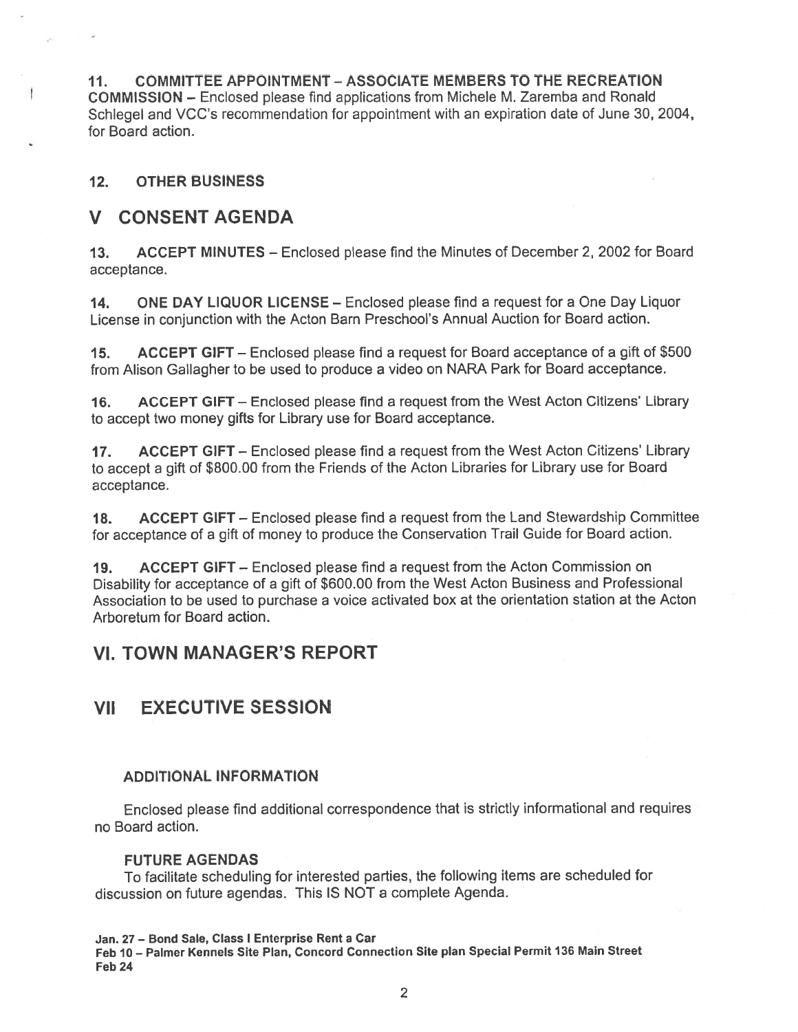**11. COMMITTEE APPOINTMENT – ASSOCIATE MEMBERS TO THE RECREATION COMMISSION** – Enclosed please find applications from Michele M. Zaremba and Ronald Schlegel and VCC's recommendation for appointment with an expiration date of June 30, 2004, for Board action.

**12. OTHER BUSINESS**

## V CONSENT AGENDA

**13. ACCEPT MINUTES** – Enclosed please find the Minutes of December 2, 2002 for Board acceptance.

**14. ONE DAY LIQUOR LICENSE** – Enclosed please find a request for a One Day Liquor License in conjunction with the Acton Barn Preschool's Annual Auction for Board action.

**15. ACCEPT GIFT** – Enclosed please find a request for Board acceptance of a gift of $500 from Alison Gallagher to be used to produce a video on NARA Park for Board acceptance.

**16. ACCEPT GIFT** – Enclosed please find a request from the West Acton Citizens' Library to accept two money gifts for Library use for Board acceptance.

**17. ACCEPT GIFT** – Enclosed please find a request from the West Acton Citizens' Library to accept a gift of $800.00 from the Friends of the Acton Libraries for Library use for Board acceptance.

**18. ACCEPT GIFT** – Enclosed please find a request from the Land Stewardship Committee for acceptance of a gift of money to produce the Conservation Trail Guide for Board action.

**19. ACCEPT GIFT** – Enclosed please find a request from the Acton Commission on Disability for acceptance of a gift of $600.00 from the West Acton Business and Professional Association to be used to purchase a voice activated box at the orientation station at the Acton Arboretum for Board action.

## VI. TOWN MANAGER'S REPORT

## VII EXECUTIVE SESSION

### ADDITIONAL INFORMATION

Enclosed please find additional correspondence that is strictly informational and requires no Board action.

### FUTURE AGENDAS

To facilitate scheduling for interested parties, the following items are scheduled for discussion on future agendas. This IS NOT a complete Agenda.

**Jan. 27 – Bond Sale, Class I Enterprise Rent a Car**
**Feb 10 – Palmer Kennels Site Plan, Concord Connection Site plan Special Permit 136 Main Street**
**Feb 24**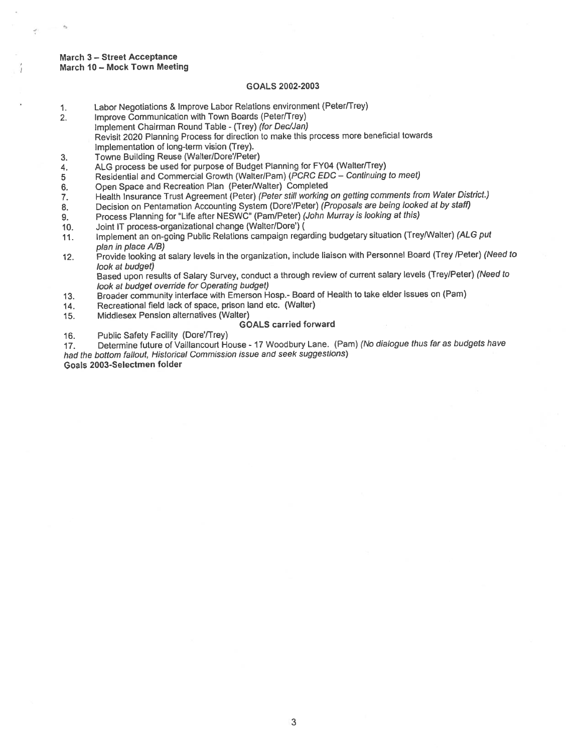**March 3 – Street Acceptance**
**March 10 – Mock Town Meeting**

## GOALS 2002-2003

1. Labor Negotiations & Improve Labor Relations environment (Peter/Trey)
2. Improve Communication with Town Boards (Peter/Trey)
   Implement Chairman Round Table - (Trey) *(for Dec/Jan)*
   Revisit 2020 Planning Process for direction to make this process more beneficial towards implementation of long-term vision (Trey).
3. Towne Building Reuse (Walter/Dore'/Peter)
4. ALG process be used for purpose of Budget Planning for FY04 (Walter/Trey)
5. Residential and Commercial Growth (Walter/Pam) *(PCRC EDC – Continuing to meet)*
6. Open Space and Recreation Plan (Peter/Walter) Completed
7. Health Insurance Trust Agreement (Peter) *(Peter still working on getting comments from Water District.)*
8. Decision on Pentamation Accounting System (Dore'/Peter) *(Proposals are being looked at by staff)*
9. Process Planning for "Life after NESWC" (Pam/Peter) *(John Murray is looking at this)*
10. Joint IT process-organizational change (Walter/Dore') (
11. Implement an on-going Public Relations campaign regarding budgetary situation (Trey/Walter) *(ALG put plan in place A/B)*
12. Provide looking at salary levels in the organization, include liaison with Personnel Board (Trey /Peter) *(Need to look at budget)*
    Based upon results of Salary Survey, conduct a through review of current salary levels (Trey/Peter) *(Need to look at budget override for Operating budget)*
13. Broader community interface with Emerson Hosp.- Board of Health to take elder issues on (Pam)
14. Recreational field lack of space, prison land etc. (Walter)
15. Middlesex Pension alternatives (Walter)

### GOALS carried forward

16. Public Safety Facility (Dore'/Trey)
17. Determine future of Vaillancourt House - 17 Woodbury Lane. (Pam) *(No dialogue thus far as budgets have had the bottom fallout, Historical Commission issue and seek suggestions)*

**Goals 2003-Selectmen folder**